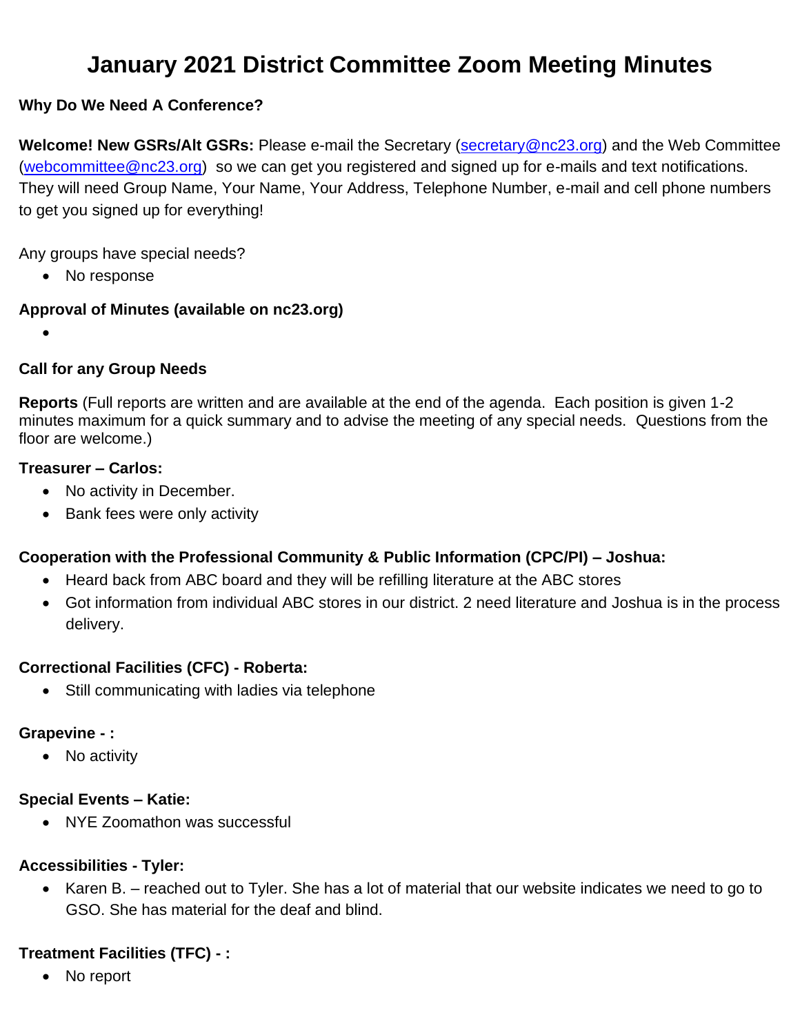# January 2021 District Committee Zoom Meeting Minutes

**Why Do We Need A Conference?**

**Welcome! New GSRs/Alt GSRs:** Please e-mail the Secretary (secretary@nc23.org) and the Web Committee (webcommittee@nc23.org) so we can get you registered and signed up for e-mails and text notifications. They will need Group Name, Your Name, Your Address, Telephone Number, e-mail and cell phone numbers to get you signed up for everything!

Any groups have special needs?

- No response

**Approval of Minutes (available on nc23.org)**

- 

**Call for any Group Needs**

**Reports** (Full reports are written and are available at the end of the agenda. Each position is given 1-2 minutes maximum for a quick summary and to advise the meeting of any special needs. Questions from the floor are welcome.)

**Treasurer – Carlos:**

- No activity in December.
- Bank fees were only activity

**Cooperation with the Professional Community & Public Information (CPC/PI) – Joshua:**

- Heard back from ABC board and they will be refilling literature at the ABC stores
- Got information from individual ABC stores in our district. 2 need literature and Joshua is in the process delivery.

**Correctional Facilities (CFC) - Roberta:**

- Still communicating with ladies via telephone

**Grapevine - :**

- No activity

**Special Events – Katie:**

- NYE Zoomathon was successful

**Accessibilities - Tyler:**

- Karen B. – reached out to Tyler. She has a lot of material that our website indicates we need to go to GSO. She has material for the deaf and blind.

**Treatment Facilities (TFC) - :**

- No report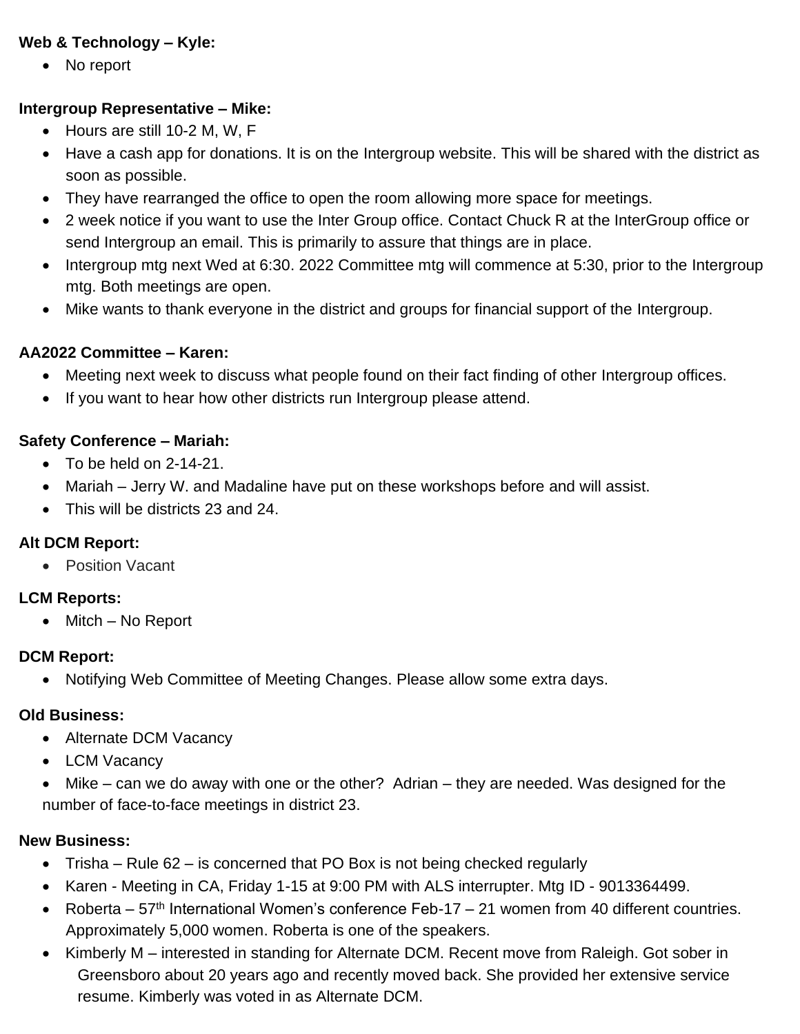**Web & Technology – Kyle:**

- No report

**Intergroup Representative – Mike:**

- Hours are still 10-2 M, W, F
- Have a cash app for donations. It is on the Intergroup website. This will be shared with the district as soon as possible.
- They have rearranged the office to open the room allowing more space for meetings.
- 2 week notice if you want to use the Inter Group office. Contact Chuck R at the InterGroup office or send Intergroup an email. This is primarily to assure that things are in place.
- Intergroup mtg next Wed at 6:30. 2022 Committee mtg will commence at 5:30, prior to the Intergroup mtg. Both meetings are open.
- Mike wants to thank everyone in the district and groups for financial support of the Intergroup.

**AA2022 Committee – Karen:**

- Meeting next week to discuss what people found on their fact finding of other Intergroup offices.
- If you want to hear how other districts run Intergroup please attend.

**Safety Conference – Mariah:**

- To be held on 2-14-21.
- Mariah – Jerry W. and Madaline have put on these workshops before and will assist.
- This will be districts 23 and 24.

**Alt DCM Report:**

- Position Vacant

**LCM Reports:**

- Mitch – No Report

**DCM Report:**

- Notifying Web Committee of Meeting Changes. Please allow some extra days.

**Old Business:**

- Alternate DCM Vacancy
- LCM Vacancy
- Mike – can we do away with one or the other? Adrian – they are needed. Was designed for the number of face-to-face meetings in district 23.

**New Business:**

- Trisha – Rule 62 – is concerned that PO Box is not being checked regularly
- Karen - Meeting in CA, Friday 1-15 at 9:00 PM with ALS interrupter. Mtg ID - 9013364499.
- Roberta – 57th International Women's conference Feb-17 – 21 women from 40 different countries. Approximately 5,000 women. Roberta is one of the speakers.
- Kimberly M – interested in standing for Alternate DCM. Recent move from Raleigh. Got sober in Greensboro about 20 years ago and recently moved back. She provided her extensive service resume. Kimberly was voted in as Alternate DCM.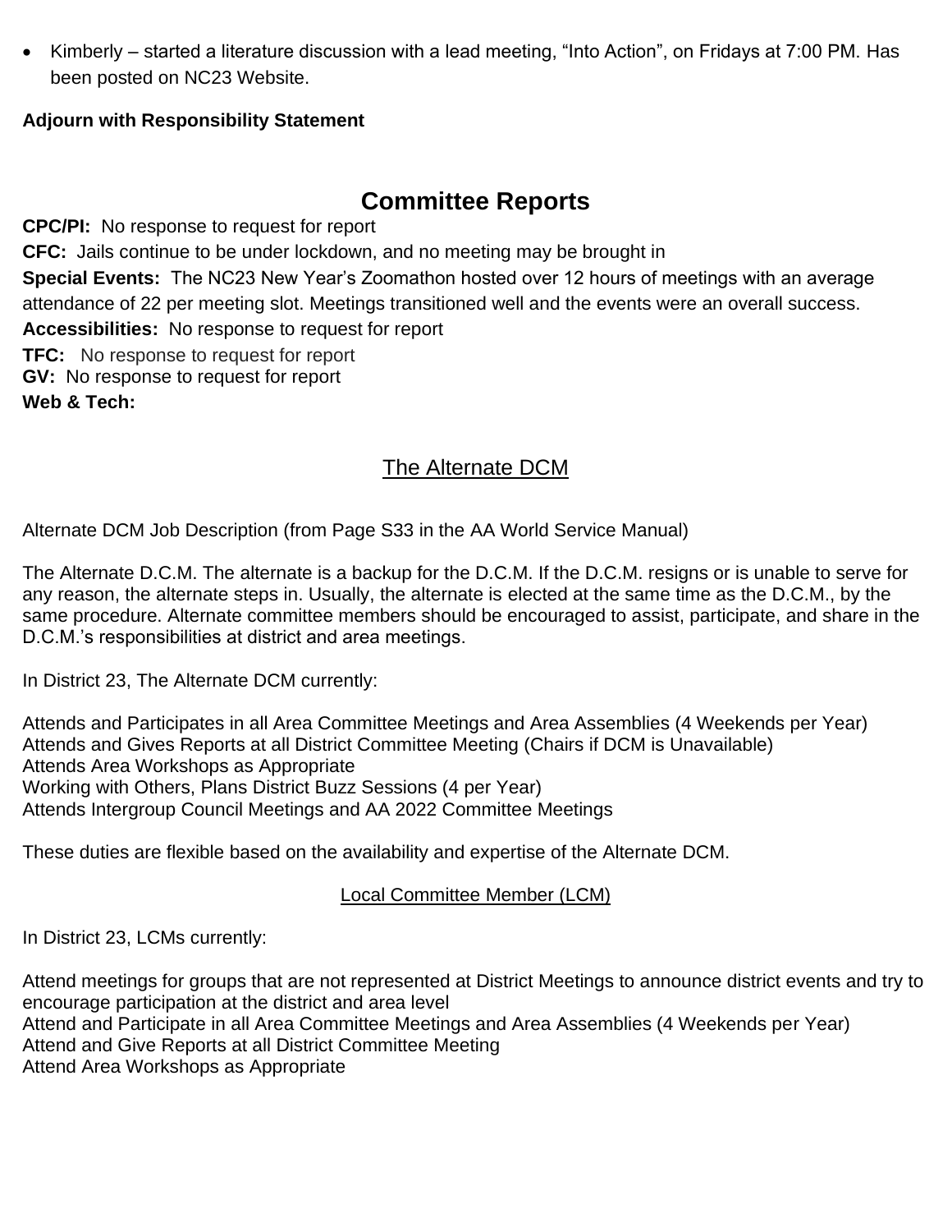- Kimberly – started a literature discussion with a lead meeting, “Into Action”, on Fridays at 7:00 PM. Has been posted on NC23 Website.

**Adjourn with Responsibility Statement**

## Committee Reports

**CPC/PI:** No response to request for report

**CFC:** Jails continue to be under lockdown, and no meeting may be brought in

**Special Events:** The NC23 New Year’s Zoomathon hosted over 12 hours of meetings with an average attendance of 22 per meeting slot. Meetings transitioned well and the events were an overall success.

**Accessibilities:** No response to request for report

**TFC:** No response to request for report

**GV:** No response to request for report

**Web & Tech:**

### The Alternate DCM

Alternate DCM Job Description (from Page S33 in the AA World Service Manual)

The Alternate D.C.M. The alternate is a backup for the D.C.M. If the D.C.M. resigns or is unable to serve for any reason, the alternate steps in. Usually, the alternate is elected at the same time as the D.C.M., by the same procedure. Alternate committee members should be encouraged to assist, participate, and share in the D.C.M.’s responsibilities at district and area meetings.

In District 23, The Alternate DCM currently:

Attends and Participates in all Area Committee Meetings and Area Assemblies (4 Weekends per Year)
Attends and Gives Reports at all District Committee Meeting (Chairs if DCM is Unavailable)
Attends Area Workshops as Appropriate
Working with Others, Plans District Buzz Sessions (4 per Year)
Attends Intergroup Council Meetings and AA 2022 Committee Meetings

These duties are flexible based on the availability and expertise of the Alternate DCM.

### Local Committee Member (LCM)

In District 23, LCMs currently:

Attend meetings for groups that are not represented at District Meetings to announce district events and try to encourage participation at the district and area level
Attend and Participate in all Area Committee Meetings and Area Assemblies (4 Weekends per Year)
Attend and Give Reports at all District Committee Meeting
Attend Area Workshops as Appropriate